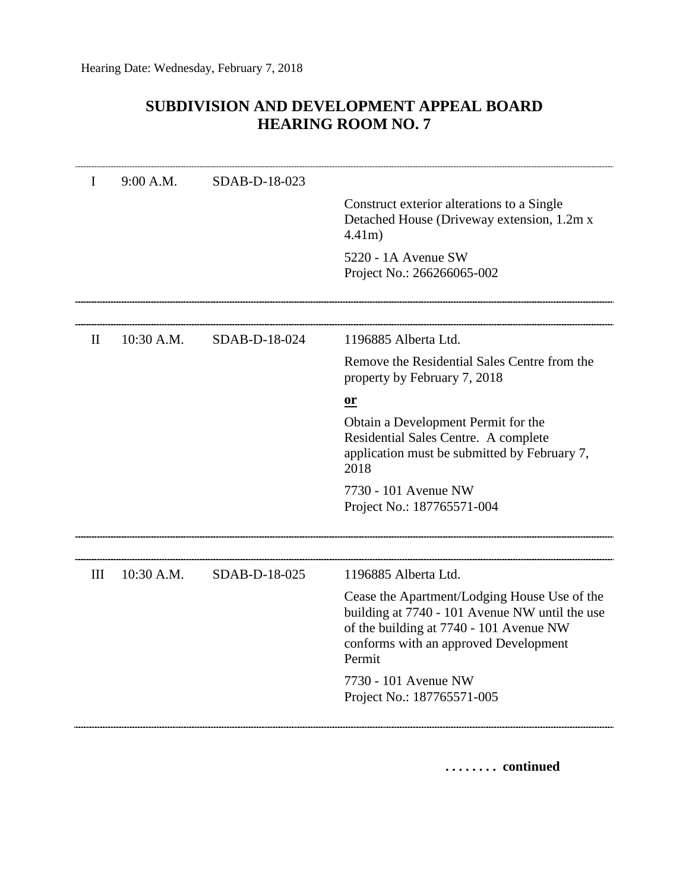Hearing Date: Wednesday, February 7, 2018

# SUBDIVISION AND DEVELOPMENT APPEAL BOARD
# HEARING ROOM NO. 7

---

| | | | |
|---|---|---|---|
| I | 9:00 A.M. | SDAB-D-18-023 | Construct exterior alterations to a Single Detached House (Driveway extension, 1.2m x 4.41m)<br><br>5220 - 1A Avenue SW<br>Project No.: 266266065-002 |

---

| | | | |
|---|---|---|---|
| II | 10:30 A.M. | SDAB-D-18-024 | 1196885 Alberta Ltd.<br><br>Remove the Residential Sales Centre from the property by February 7, 2018<br><br>**or**<br><br>Obtain a Development Permit for the Residential Sales Centre. A complete application must be submitted by February 7, 2018<br><br>7730 - 101 Avenue NW<br>Project No.: 187765571-004 |

---

| | | | |
|---|---|---|---|
| III | 10:30 A.M. | SDAB-D-18-025 | 1196885 Alberta Ltd.<br><br>Cease the Apartment/Lodging House Use of the building at 7740 - 101 Avenue NW until the use of the building at 7740 - 101 Avenue NW conforms with an approved Development Permit<br><br>7730 - 101 Avenue NW<br>Project No.: 187765571-005 |

---

**. . . . . . . . continued**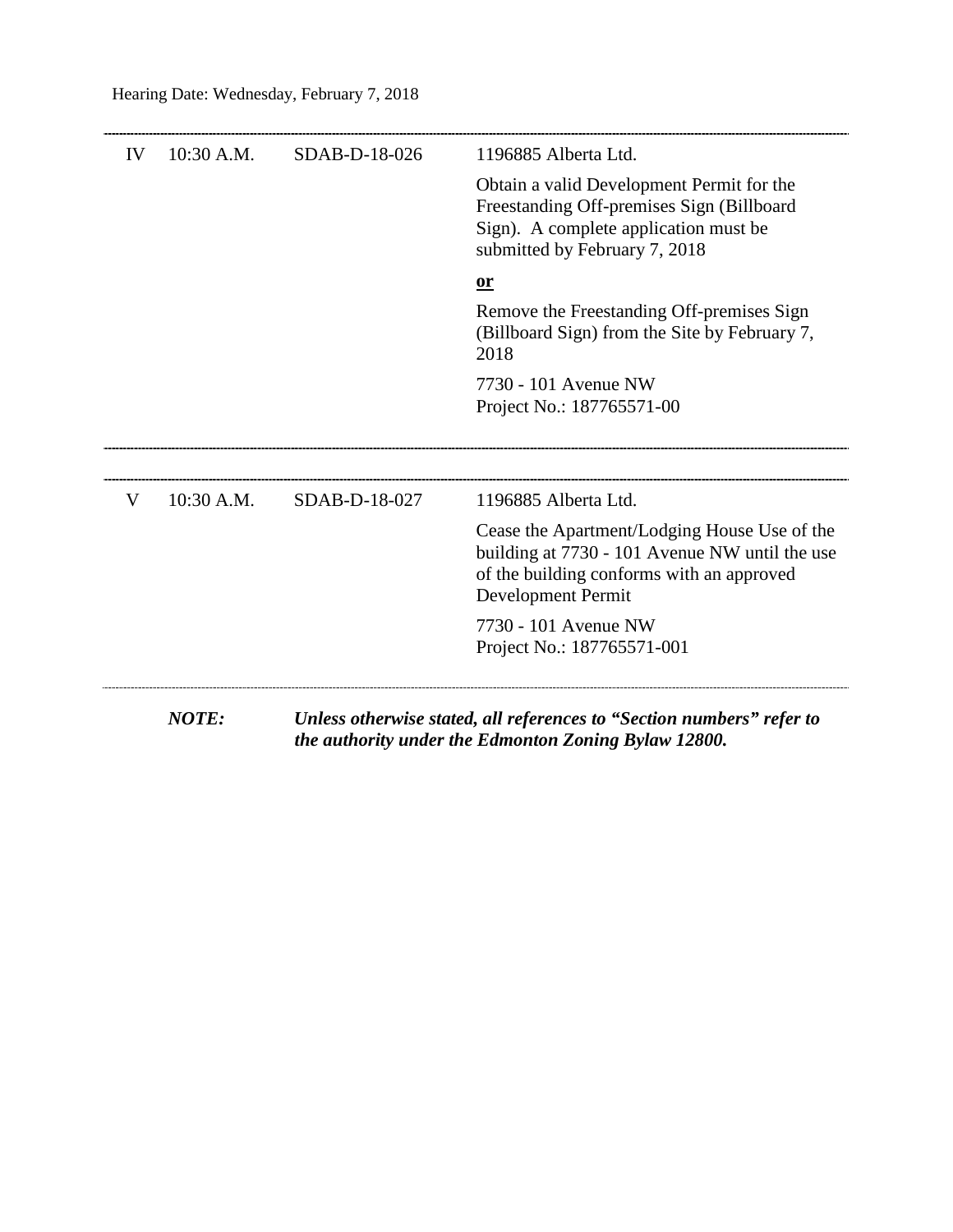Hearing Date: Wednesday, February 7, 2018

---

| | | | |
|---|---|---|---|
| IV | 10:30 A.M. | SDAB-D-18-026 | 1196885 Alberta Ltd.<br><br>Obtain a valid Development Permit for the Freestanding Off-premises Sign (Billboard Sign). A complete application must be submitted by February 7, 2018<br><br>**or**<br><br>Remove the Freestanding Off-premises Sign (Billboard Sign) from the Site by February 7, 2018<br><br>7730 - 101 Avenue NW<br>Project No.: 187765571-00 |

---

| | | | |
|---|---|---|---|
| V | 10:30 A.M. | SDAB-D-18-027 | 1196885 Alberta Ltd.<br><br>Cease the Apartment/Lodging House Use of the building at 7730 - 101 Avenue NW until the use of the building conforms with an approved Development Permit<br><br>7730 - 101 Avenue NW<br>Project No.: 187765571-001 |

---

***NOTE:*** ***Unless otherwise stated, all references to "Section numbers" refer to the authority under the Edmonton Zoning Bylaw 12800.***